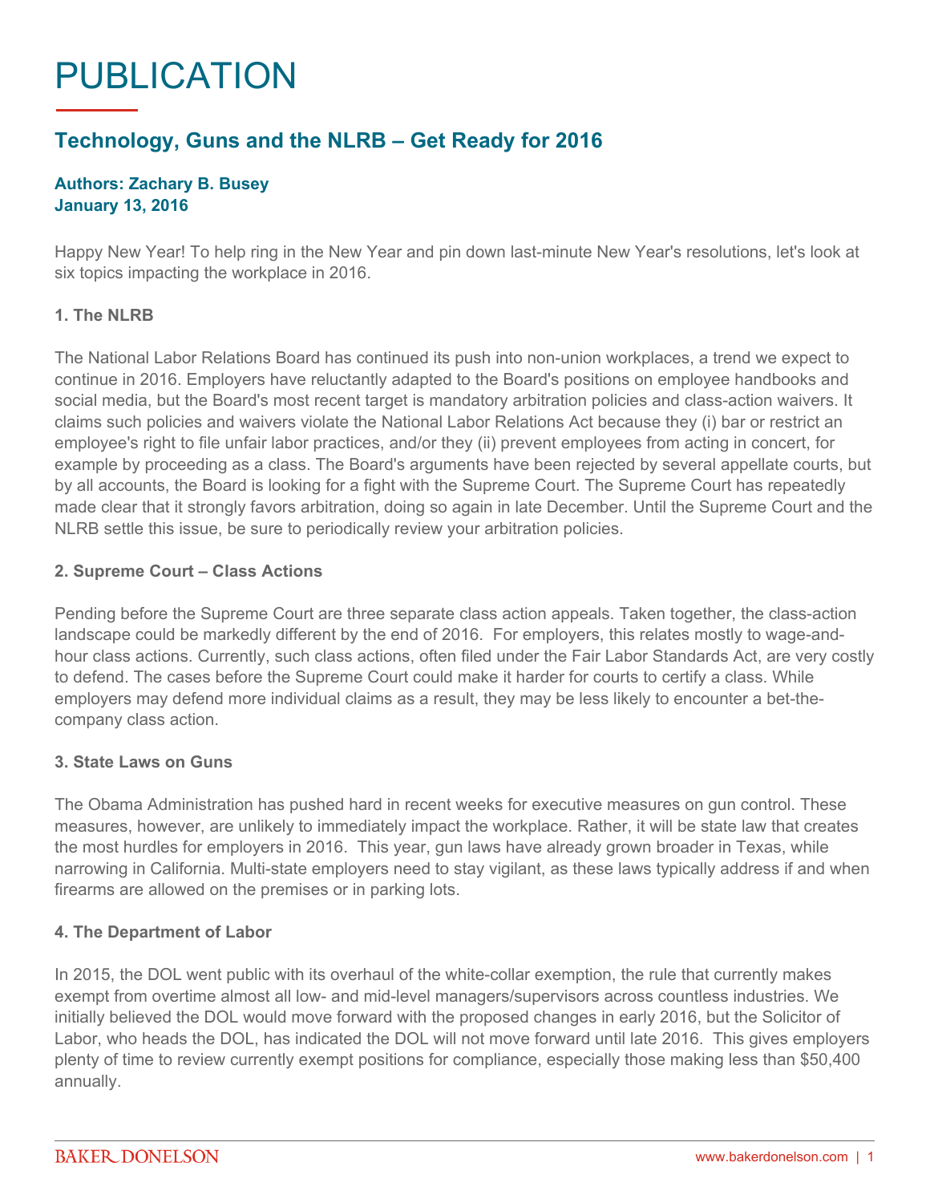# PUBLICATION

## Technology, Guns and the NLRB – Get Ready for 2016

**Authors: Zachary B. Busey**
**January 13, 2016**

Happy New Year! To help ring in the New Year and pin down last-minute New Year's resolutions, let's look at six topics impacting the workplace in 2016.

### 1. The NLRB

The National Labor Relations Board has continued its push into non-union workplaces, a trend we expect to continue in 2016. Employers have reluctantly adapted to the Board's positions on employee handbooks and social media, but the Board's most recent target is mandatory arbitration policies and class-action waivers. It claims such policies and waivers violate the National Labor Relations Act because they (i) bar or restrict an employee's right to file unfair labor practices, and/or they (ii) prevent employees from acting in concert, for example by proceeding as a class. The Board's arguments have been rejected by several appellate courts, but by all accounts, the Board is looking for a fight with the Supreme Court. The Supreme Court has repeatedly made clear that it strongly favors arbitration, doing so again in late December. Until the Supreme Court and the NLRB settle this issue, be sure to periodically review your arbitration policies.

### 2. Supreme Court – Class Actions

Pending before the Supreme Court are three separate class action appeals. Taken together, the class-action landscape could be markedly different by the end of 2016. For employers, this relates mostly to wage-and-hour class actions. Currently, such class actions, often filed under the Fair Labor Standards Act, are very costly to defend. The cases before the Supreme Court could make it harder for courts to certify a class. While employers may defend more individual claims as a result, they may be less likely to encounter a bet-the-company class action.

### 3. State Laws on Guns

The Obama Administration has pushed hard in recent weeks for executive measures on gun control. These measures, however, are unlikely to immediately impact the workplace. Rather, it will be state law that creates the most hurdles for employers in 2016. This year, gun laws have already grown broader in Texas, while narrowing in California. Multi-state employers need to stay vigilant, as these laws typically address if and when firearms are allowed on the premises or in parking lots.

### 4. The Department of Labor

In 2015, the DOL went public with its overhaul of the white-collar exemption, the rule that currently makes exempt from overtime almost all low- and mid-level managers/supervisors across countless industries. We initially believed the DOL would move forward with the proposed changes in early 2016, but the Solicitor of Labor, who heads the DOL, has indicated the DOL will not move forward until late 2016. This gives employers plenty of time to review currently exempt positions for compliance, especially those making less than $50,400 annually.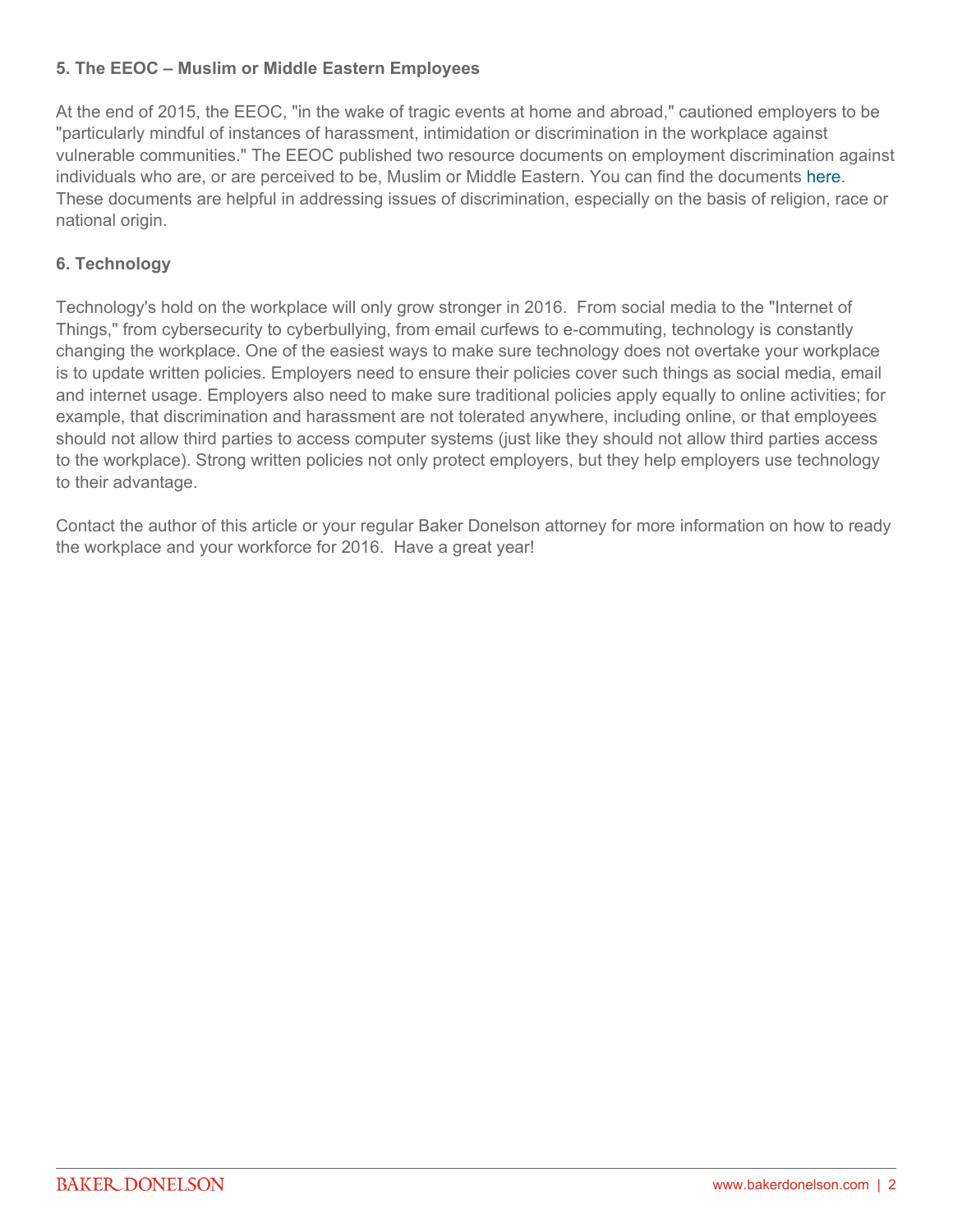### 5. The EEOC – Muslim or Middle Eastern Employees

At the end of 2015, the EEOC, "in the wake of tragic events at home and abroad," cautioned employers to be "particularly mindful of instances of harassment, intimidation or discrimination in the workplace against vulnerable communities." The EEOC published two resource documents on employment discrimination against individuals who are, or are perceived to be, Muslim or Middle Eastern. You can find the documents here. These documents are helpful in addressing issues of discrimination, especially on the basis of religion, race or national origin.

### 6. Technology

Technology's hold on the workplace will only grow stronger in 2016. From social media to the "Internet of Things," from cybersecurity to cyberbullying, from email curfews to e-commuting, technology is constantly changing the workplace. One of the easiest ways to make sure technology does not overtake your workplace is to update written policies. Employers need to ensure their policies cover such things as social media, email and internet usage. Employers also need to make sure traditional policies apply equally to online activities; for example, that discrimination and harassment are not tolerated anywhere, including online, or that employees should not allow third parties to access computer systems (just like they should not allow third parties access to the workplace). Strong written policies not only protect employers, but they help employers use technology to their advantage.

Contact the author of this article or your regular Baker Donelson attorney for more information on how to ready the workplace and your workforce for 2016. Have a great year!